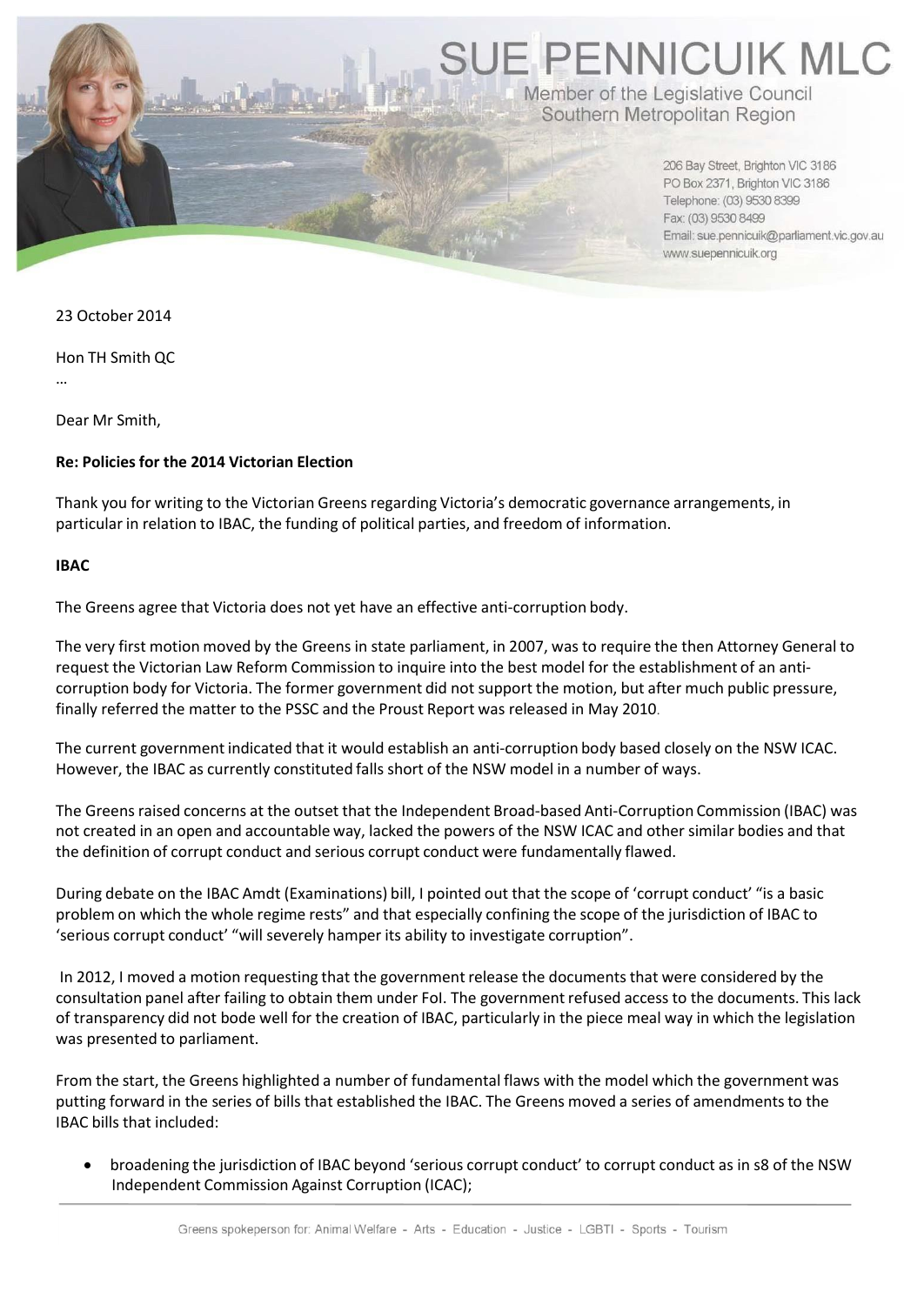# SUE PENNICUIK MLC

Member of the Legislative Council
Southern Metropolitan Region

206 Bay Street, Brighton VIC 3186
PO Box 2371, Brighton VIC 3186
Telephone: (03) 9530 8399
Fax: (03) 9530 8499
Email: sue.pennicuik@parliament.vic.gov.au
www.suepennicuik.org

23 October 2014

Hon TH Smith QC

…

Dear Mr Smith,

**Re: Policies for the 2014 Victorian Election**

Thank you for writing to the Victorian Greens regarding Victoria's democratic governance arrangements, in particular in relation to IBAC, the funding of political parties, and freedom of information.

**IBAC**

The Greens agree that Victoria does not yet have an effective anti-corruption body.

The very first motion moved by the Greens in state parliament, in 2007, was to require the then Attorney General to request the Victorian Law Reform Commission to inquire into the best model for the establishment of an anti-corruption body for Victoria. The former government did not support the motion, but after much public pressure, finally referred the matter to the PSSC and the Proust Report was released in May 2010.

The current government indicated that it would establish an anti-corruption body based closely on the NSW ICAC. However, the IBAC as currently constituted falls short of the NSW model in a number of ways.

The Greens raised concerns at the outset that the Independent Broad-based Anti-Corruption Commission (IBAC) was not created in an open and accountable way, lacked the powers of the NSW ICAC and other similar bodies and that the definition of corrupt conduct and serious corrupt conduct were fundamentally flawed.

During debate on the IBAC Amdt (Examinations) bill, I pointed out that the scope of 'corrupt conduct' "is a basic problem on which the whole regime rests" and that especially confining the scope of the jurisdiction of IBAC to 'serious corrupt conduct' "will severely hamper its ability to investigate corruption".

In 2012, I moved a motion requesting that the government release the documents that were considered by the consultation panel after failing to obtain them under FoI. The government refused access to the documents. This lack of transparency did not bode well for the creation of IBAC, particularly in the piece meal way in which the legislation was presented to parliament.

From the start, the Greens highlighted a number of fundamental flaws with the model which the government was putting forward in the series of bills that established the IBAC. The Greens moved a series of amendments to the IBAC bills that included:

- broadening the jurisdiction of IBAC beyond 'serious corrupt conduct' to corrupt conduct as in s8 of the NSW Independent Commission Against Corruption (ICAC);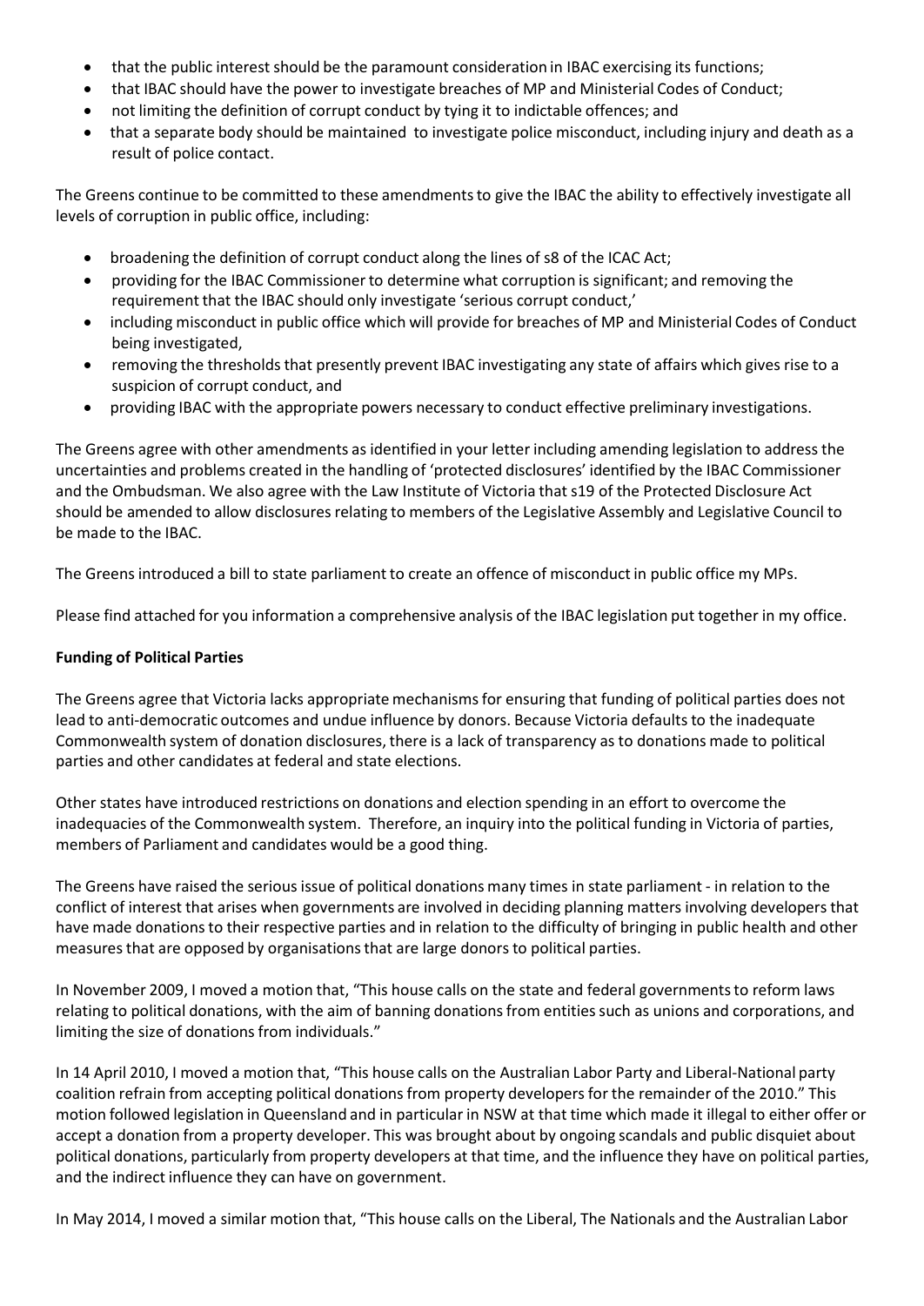- that the public interest should be the paramount consideration in IBAC exercising its functions;
- that IBAC should have the power to investigate breaches of MP and Ministerial Codes of Conduct;
- not limiting the definition of corrupt conduct by tying it to indictable offences; and
- that a separate body should be maintained to investigate police misconduct, including injury and death as a result of police contact.

The Greens continue to be committed to these amendments to give the IBAC the ability to effectively investigate all levels of corruption in public office, including:

- broadening the definition of corrupt conduct along the lines of s8 of the ICAC Act;
- providing for the IBAC Commissioner to determine what corruption is significant; and removing the requirement that the IBAC should only investigate 'serious corrupt conduct,'
- including misconduct in public office which will provide for breaches of MP and Ministerial Codes of Conduct being investigated,
- removing the thresholds that presently prevent IBAC investigating any state of affairs which gives rise to a suspicion of corrupt conduct, and
- providing IBAC with the appropriate powers necessary to conduct effective preliminary investigations.

The Greens agree with other amendments as identified in your letter including amending legislation to address the uncertainties and problems created in the handling of 'protected disclosures' identified by the IBAC Commissioner and the Ombudsman. We also agree with the Law Institute of Victoria that s19 of the Protected Disclosure Act should be amended to allow disclosures relating to members of the Legislative Assembly and Legislative Council to be made to the IBAC.

The Greens introduced a bill to state parliament to create an offence of misconduct in public office my MPs.

Please find attached for you information a comprehensive analysis of the IBAC legislation put together in my office.

**Funding of Political Parties**

The Greens agree that Victoria lacks appropriate mechanisms for ensuring that funding of political parties does not lead to anti-democratic outcomes and undue influence by donors. Because Victoria defaults to the inadequate Commonwealth system of donation disclosures, there is a lack of transparency as to donations made to political parties and other candidates at federal and state elections.

Other states have introduced restrictions on donations and election spending in an effort to overcome the inadequacies of the Commonwealth system. Therefore, an inquiry into the political funding in Victoria of parties, members of Parliament and candidates would be a good thing.

The Greens have raised the serious issue of political donations many times in state parliament - in relation to the conflict of interest that arises when governments are involved in deciding planning matters involving developers that have made donations to their respective parties and in relation to the difficulty of bringing in public health and other measures that are opposed by organisations that are large donors to political parties.

In November 2009, I moved a motion that, "This house calls on the state and federal governments to reform laws relating to political donations, with the aim of banning donations from entities such as unions and corporations, and limiting the size of donations from individuals."

In 14 April 2010, I moved a motion that, "This house calls on the Australian Labor Party and Liberal-National party coalition refrain from accepting political donations from property developers for the remainder of the 2010." This motion followed legislation in Queensland and in particular in NSW at that time which made it illegal to either offer or accept a donation from a property developer. This was brought about by ongoing scandals and public disquiet about political donations, particularly from property developers at that time, and the influence they have on political parties, and the indirect influence they can have on government.

In May 2014, I moved a similar motion that, "This house calls on the Liberal, The Nationals and the Australian Labor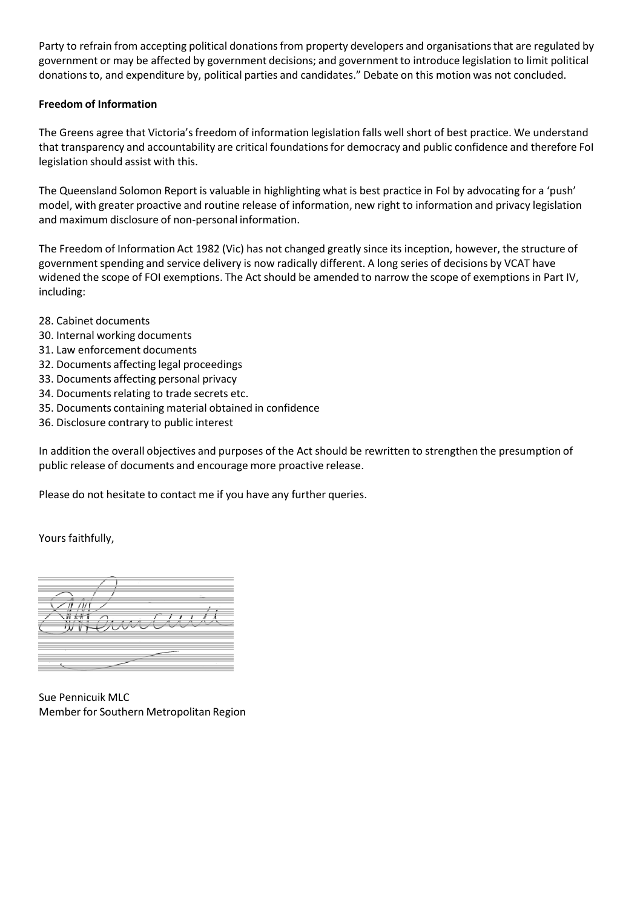Party to refrain from accepting political donations from property developers and organisations that are regulated by government or may be affected by government decisions; and government to introduce legislation to limit political donations to, and expenditure by, political parties and candidates." Debate on this motion was not concluded.

**Freedom of Information**

The Greens agree that Victoria's freedom of information legislation falls well short of best practice. We understand that transparency and accountability are critical foundations for democracy and public confidence and therefore FoI legislation should assist with this.

The Queensland Solomon Report is valuable in highlighting what is best practice in FoI by advocating for a 'push' model, with greater proactive and routine release of information, new right to information and privacy legislation and maximum disclosure of non-personal information.

The Freedom of Information Act 1982 (Vic) has not changed greatly since its inception, however, the structure of government spending and service delivery is now radically different. A long series of decisions by VCAT have widened the scope of FOI exemptions. The Act should be amended to narrow the scope of exemptions in Part IV, including:

28. Cabinet documents
30. Internal working documents
31. Law enforcement documents
32. Documents affecting legal proceedings
33. Documents affecting personal privacy
34. Documents relating to trade secrets etc.
35. Documents containing material obtained in confidence
36. Disclosure contrary to public interest

In addition the overall objectives and purposes of the Act should be rewritten to strengthen the presumption of public release of documents and encourage more proactive release.

Please do not hesitate to contact me if you have any further queries.

Yours faithfully,

Sue Pennicuik MLC
Member for Southern Metropolitan Region